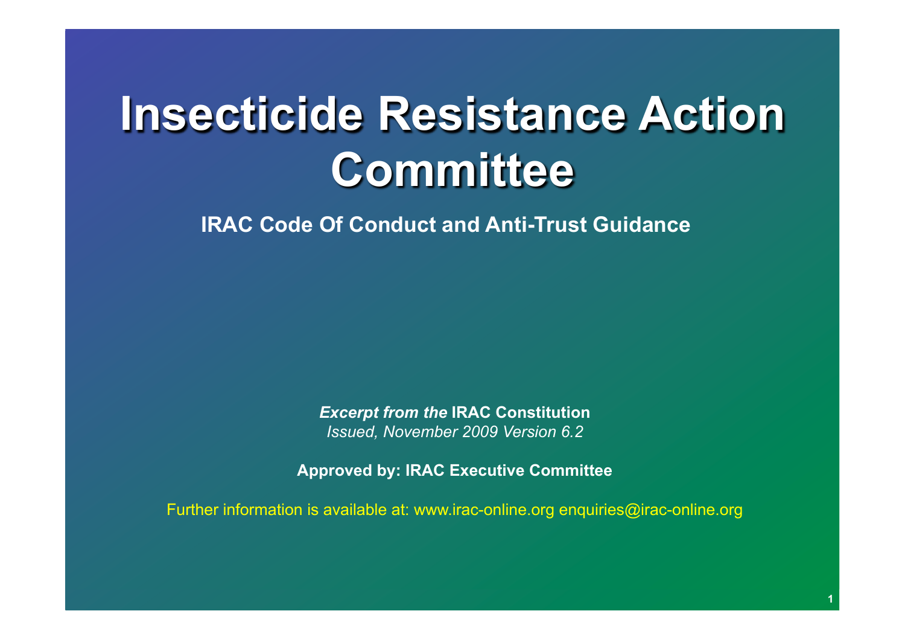# Insecticide Resistance Action Committee

**IRAC Code Of Conduct and Anti-Trust Guidance**

***Excerpt from the*** **IRAC Constitution**
*Issued, November 2009 Version 6.2*

**Approved by: IRAC Executive Committee**

Further information is available at: www.irac-online.org enquiries@irac-online.org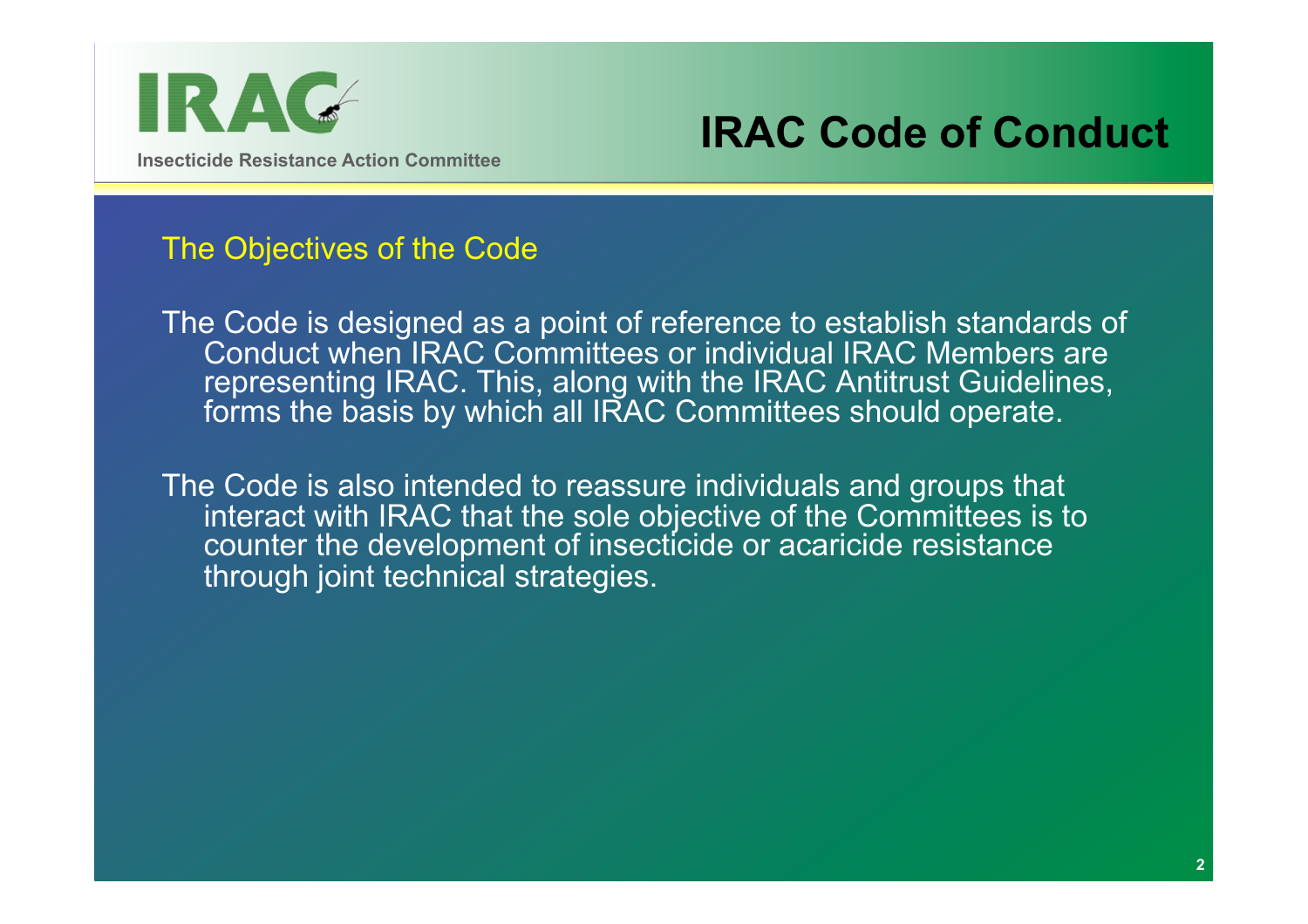# IRAC Code of Conduct

Insecticide Resistance Action Committee

## The Objectives of the Code

The Code is designed as a point of reference to establish standards of Conduct when IRAC Committees or individual IRAC Members are representing IRAC. This, along with the IRAC Antitrust Guidelines, forms the basis by which all IRAC Committees should operate.

The Code is also intended to reassure individuals and groups that interact with IRAC that the sole objective of the Committees is to counter the development of insecticide or acaricide resistance through joint technical strategies.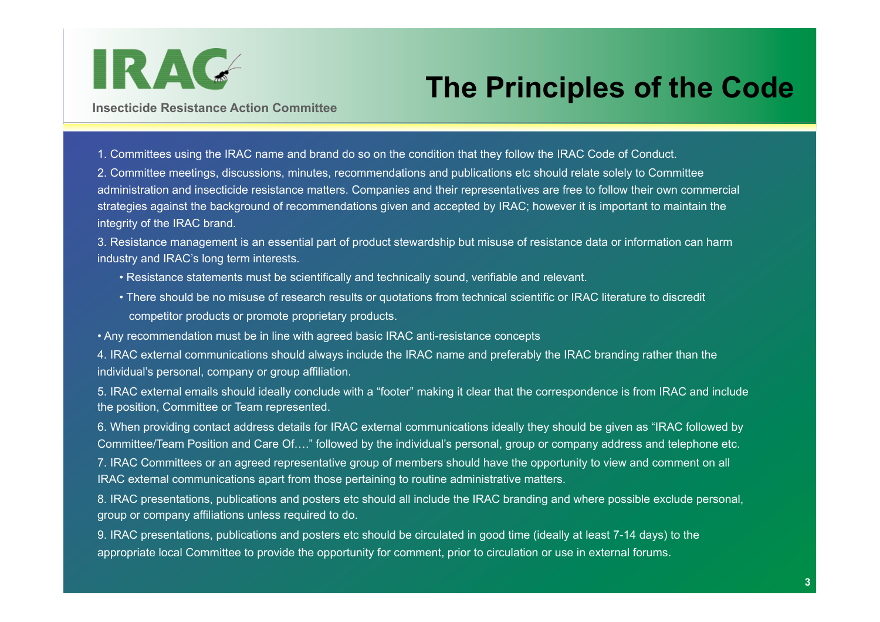IRAC

Insecticide Resistance Action Committee

# The Principles of the Code

1. Committees using the IRAC name and brand do so on the condition that they follow the IRAC Code of Conduct.

2. Committee meetings, discussions, minutes, recommendations and publications etc should relate solely to Committee administration and insecticide resistance matters. Companies and their representatives are free to follow their own commercial strategies against the background of recommendations given and accepted by IRAC; however it is important to maintain the integrity of the IRAC brand.

3. Resistance management is an essential part of product stewardship but misuse of resistance data or information can harm industry and IRAC's long term interests.

   - Resistance statements must be scientifically and technically sound, verifiable and relevant.
   - There should be no misuse of research results or quotations from technical scientific or IRAC literature to discredit competitor products or promote proprietary products.

- Any recommendation must be in line with agreed basic IRAC anti-resistance concepts

4. IRAC external communications should always include the IRAC name and preferably the IRAC branding rather than the individual's personal, company or group affiliation.

5. IRAC external emails should ideally conclude with a "footer" making it clear that the correspondence is from IRAC and include the position, Committee or Team represented.

6. When providing contact address details for IRAC external communications ideally they should be given as "IRAC followed by Committee/Team Position and Care Of…." followed by the individual's personal, group or company address and telephone etc.

7. IRAC Committees or an agreed representative group of members should have the opportunity to view and comment on all IRAC external communications apart from those pertaining to routine administrative matters.

8. IRAC presentations, publications and posters etc should all include the IRAC branding and where possible exclude personal, group or company affiliations unless required to do.

9. IRAC presentations, publications and posters etc should be circulated in good time (ideally at least 7-14 days) to the appropriate local Committee to provide the opportunity for comment, prior to circulation or use in external forums.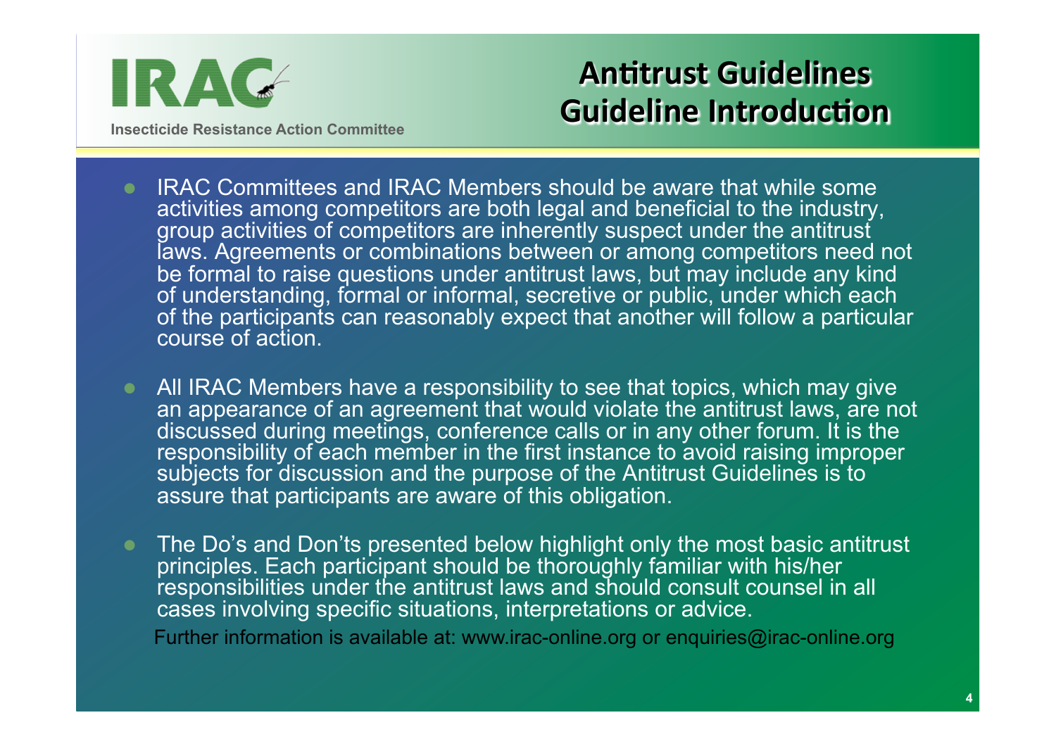IRAC

Insecticide Resistance Action Committee

# Antitrust Guidelines
# Guideline Introduction

- IRAC Committees and IRAC Members should be aware that while some activities among competitors are both legal and beneficial to the industry, group activities of competitors are inherently suspect under the antitrust laws. Agreements or combinations between or among competitors need not be formal to raise questions under antitrust laws, but may include any kind of understanding, formal or informal, secretive or public, under which each of the participants can reasonably expect that another will follow a particular course of action.

- All IRAC Members have a responsibility to see that topics, which may give an appearance of an agreement that would violate the antitrust laws, are not discussed during meetings, conference calls or in any other forum. It is the responsibility of each member in the first instance to avoid raising improper subjects for discussion and the purpose of the Antitrust Guidelines is to assure that participants are aware of this obligation.

- The Do's and Don'ts presented below highlight only the most basic antitrust principles. Each participant should be thoroughly familiar with his/her responsibilities under the antitrust laws and should consult counsel in all cases involving specific situations, interpretations or advice.

Further information is available at: www.irac-online.org or enquiries@irac-online.org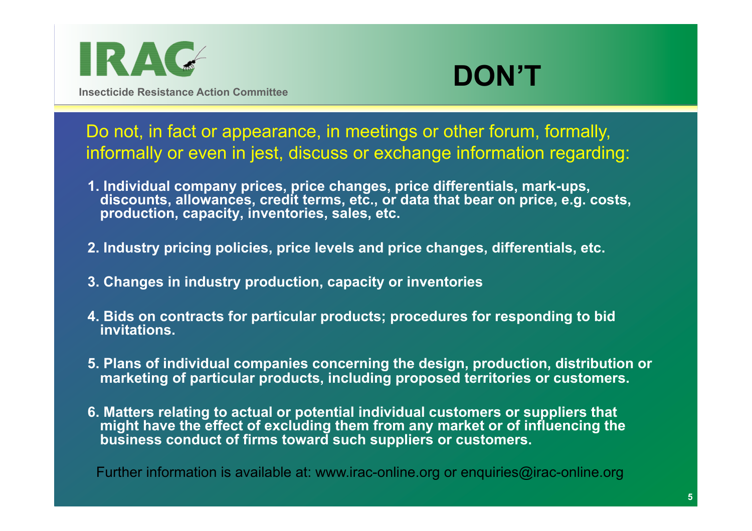IRAC

Insecticide Resistance Action Committee

# DON'T

Do not, in fact or appearance, in meetings or other forum, formally, informally or even in jest, discuss or exchange information regarding:

1. **Individual company prices, price changes, price differentials, mark-ups, discounts, allowances, credit terms, etc., or data that bear on price, e.g. costs, production, capacity, inventories, sales, etc.**
2. **Industry pricing policies, price levels and price changes, differentials, etc.**
3. **Changes in industry production, capacity or inventories**
4. **Bids on contracts for particular products; procedures for responding to bid invitations.**
5. **Plans of individual companies concerning the design, production, distribution or marketing of particular products, including proposed territories or customers.**
6. **Matters relating to actual or potential individual customers or suppliers that might have the effect of excluding them from any market or of influencing the business conduct of firms toward such suppliers or customers.**

Further information is available at: www.irac-online.org or enquiries@irac-online.org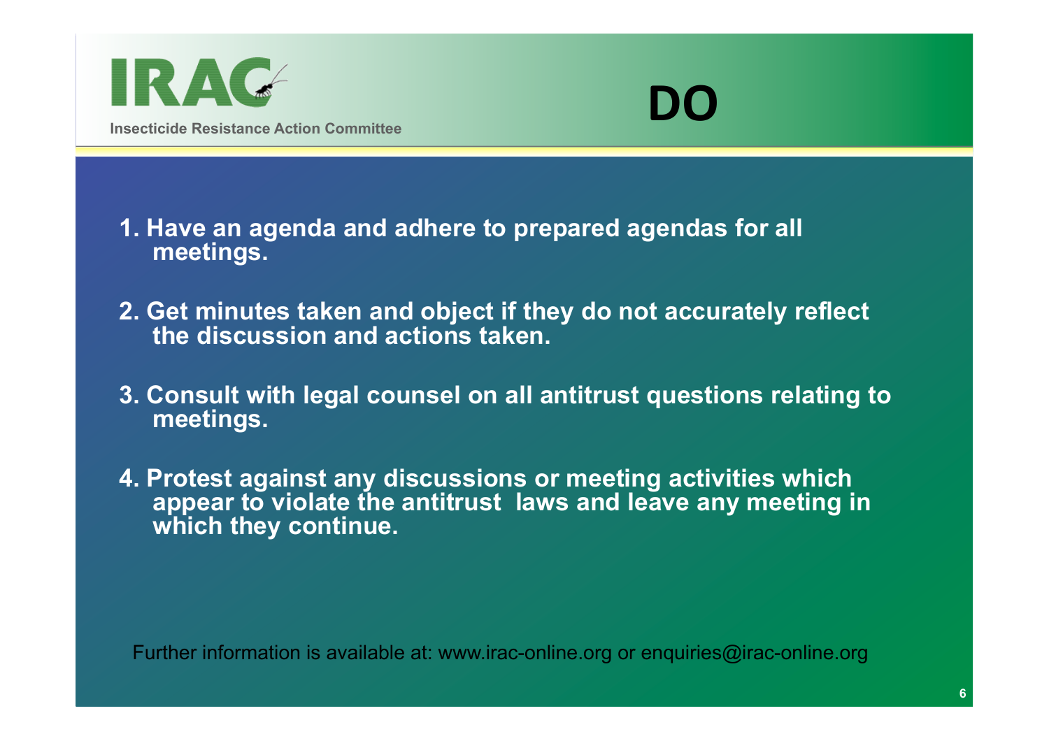IRAC

Insecticide Resistance Action Committee

# DO

1. Have an agenda and adhere to prepared agendas for all meetings.

2. Get minutes taken and object if they do not accurately reflect the discussion and actions taken.

3. Consult with legal counsel on all antitrust questions relating to meetings.

4. Protest against any discussions or meeting activities which appear to violate the antitrust laws and leave any meeting in which they continue.

Further information is available at: www.irac-online.org or enquiries@irac-online.org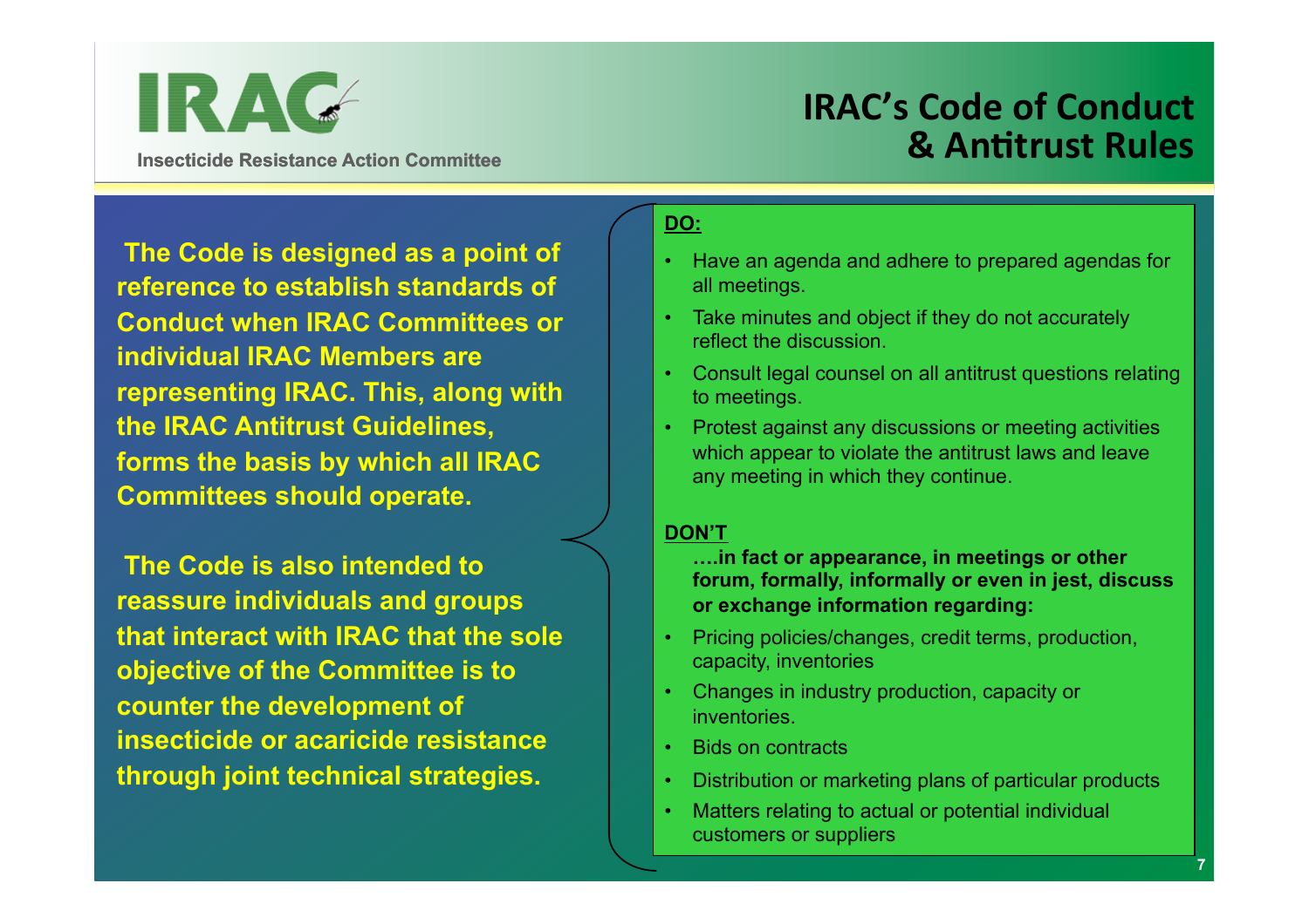IRAC

Insecticide Resistance Action Committee

# IRAC's Code of Conduct & Antitrust Rules

**The Code is designed as a point of reference to establish standards of Conduct when IRAC Committees or individual IRAC Members are representing IRAC. This, along with the IRAC Antitrust Guidelines, forms the basis by which all IRAC Committees should operate.**

**The Code is also intended to reassure individuals and groups that interact with IRAC that the sole objective of the Committee is to counter the development of insecticide or acaricide resistance through joint technical strategies.**

**DO:**

- Have an agenda and adhere to prepared agendas for all meetings.
- Take minutes and object if they do not accurately reflect the discussion.
- Consult legal counsel on all antitrust questions relating to meetings.
- Protest against any discussions or meeting activities which appear to violate the antitrust laws and leave any meeting in which they continue.

**DON'T**

**….in fact or appearance, in meetings or other forum, formally, informally or even in jest, discuss or exchange information regarding:**

- Pricing policies/changes, credit terms, production, capacity, inventories
- Changes in industry production, capacity or inventories.
- Bids on contracts
- Distribution or marketing plans of particular products
- Matters relating to actual or potential individual customers or suppliers